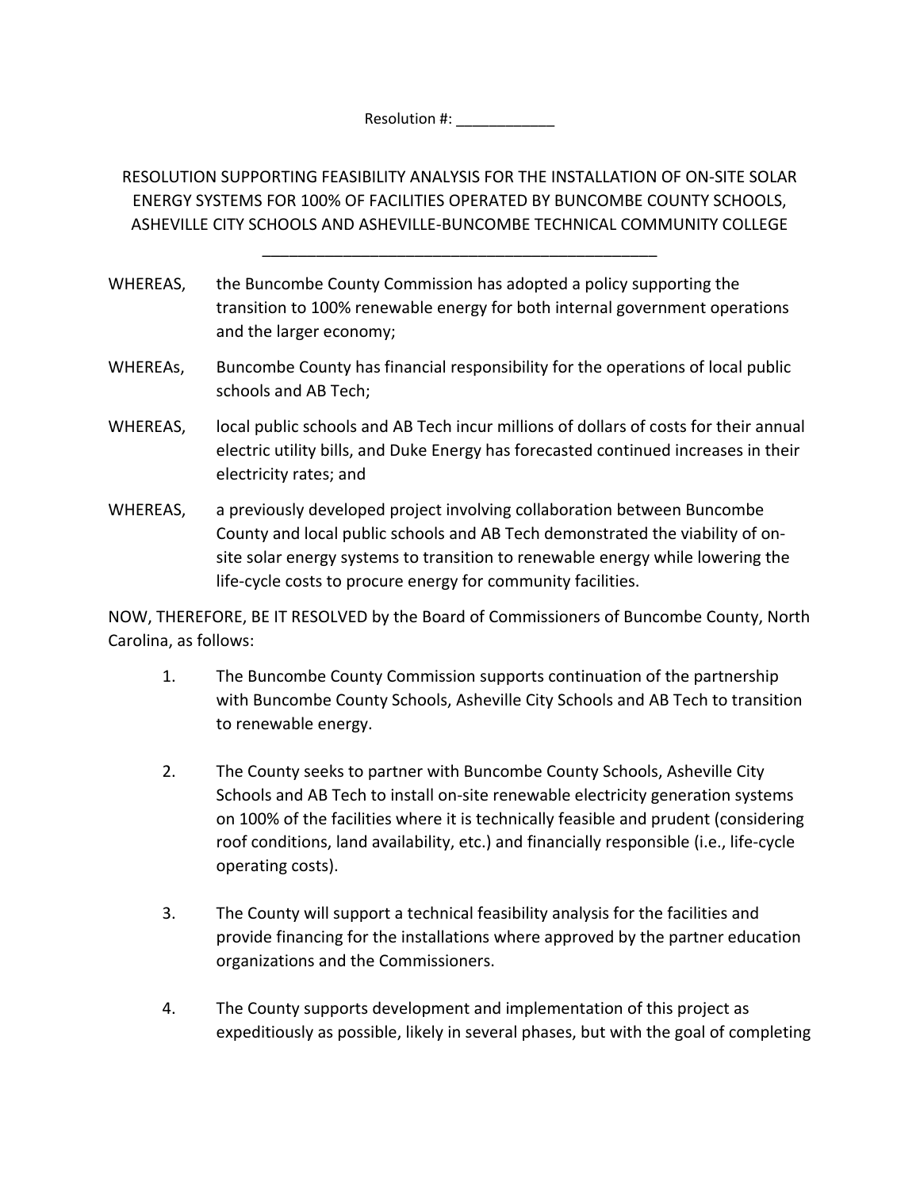Resolution #: ____________

# RESOLUTION SUPPORTING FEASIBILITY ANALYSIS FOR THE INSTALLATION OF ON-SITE SOLAR ENERGY SYSTEMS FOR 100% OF FACILITIES OPERATED BY BUNCOMBE COUNTY SCHOOLS, ASHEVILLE CITY SCHOOLS AND ASHEVILLE-BUNCOMBE TECHNICAL COMMUNITY COLLEGE

______________________________________________

WHEREAS, the Buncombe County Commission has adopted a policy supporting the transition to 100% renewable energy for both internal government operations and the larger economy;

WHEREAs, Buncombe County has financial responsibility for the operations of local public schools and AB Tech;

WHEREAS, local public schools and AB Tech incur millions of dollars of costs for their annual electric utility bills, and Duke Energy has forecasted continued increases in their electricity rates; and

WHEREAS, a previously developed project involving collaboration between Buncombe County and local public schools and AB Tech demonstrated the viability of on-site solar energy systems to transition to renewable energy while lowering the life-cycle costs to procure energy for community facilities.

NOW, THEREFORE, BE IT RESOLVED by the Board of Commissioners of Buncombe County, North Carolina, as follows:

1. The Buncombe County Commission supports continuation of the partnership with Buncombe County Schools, Asheville City Schools and AB Tech to transition to renewable energy.

2. The County seeks to partner with Buncombe County Schools, Asheville City Schools and AB Tech to install on-site renewable electricity generation systems on 100% of the facilities where it is technically feasible and prudent (considering roof conditions, land availability, etc.) and financially responsible (i.e., life-cycle operating costs).

3. The County will support a technical feasibility analysis for the facilities and provide financing for the installations where approved by the partner education organizations and the Commissioners.

4. The County supports development and implementation of this project as expeditiously as possible, likely in several phases, but with the goal of completing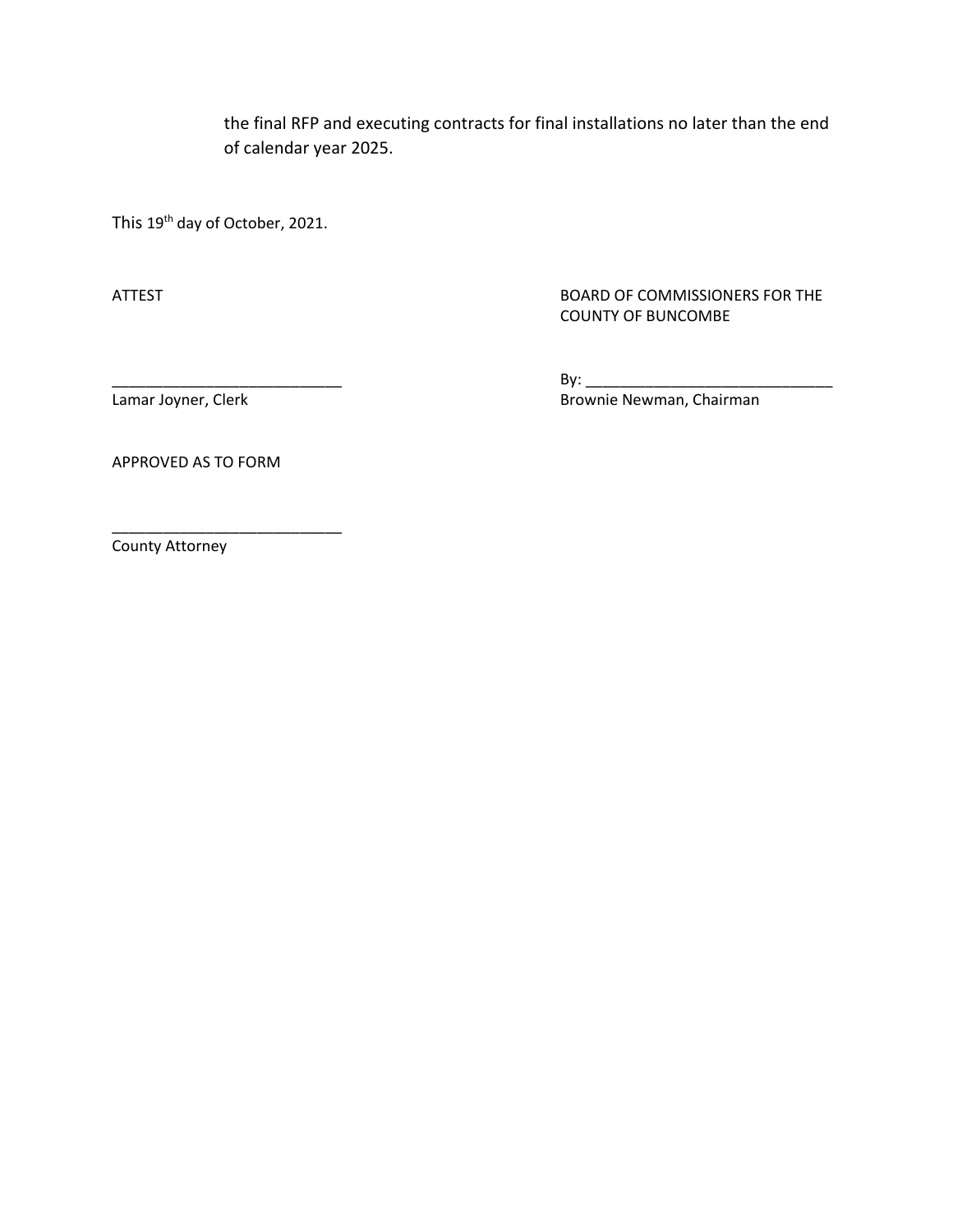the final RFP and executing contracts for final installations no later than the end of calendar year 2025.

This 19th day of October, 2021.

ATTEST

BOARD OF COMMISSIONERS FOR THE COUNTY OF BUNCOMBE

___________________________
Lamar Joyner, Clerk

By: _____________________________
Brownie Newman, Chairman

APPROVED AS TO FORM

___________________________
County Attorney